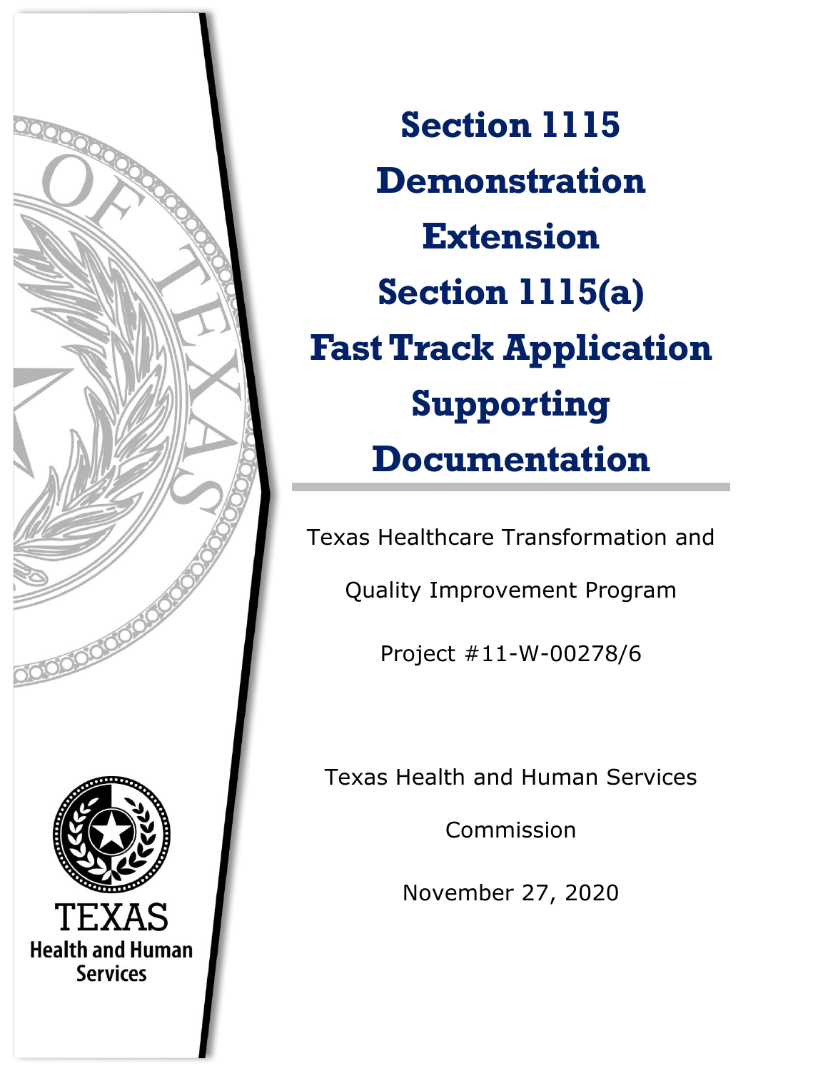# Section 1115 Demonstration Extension Section 1115(a) Fast Track Application Supporting Documentation

Texas Healthcare Transformation and Quality Improvement Program

Project #11-W-00278/6

Texas Health and Human Services Commission

November 27, 2020

TEXAS Health and Human Services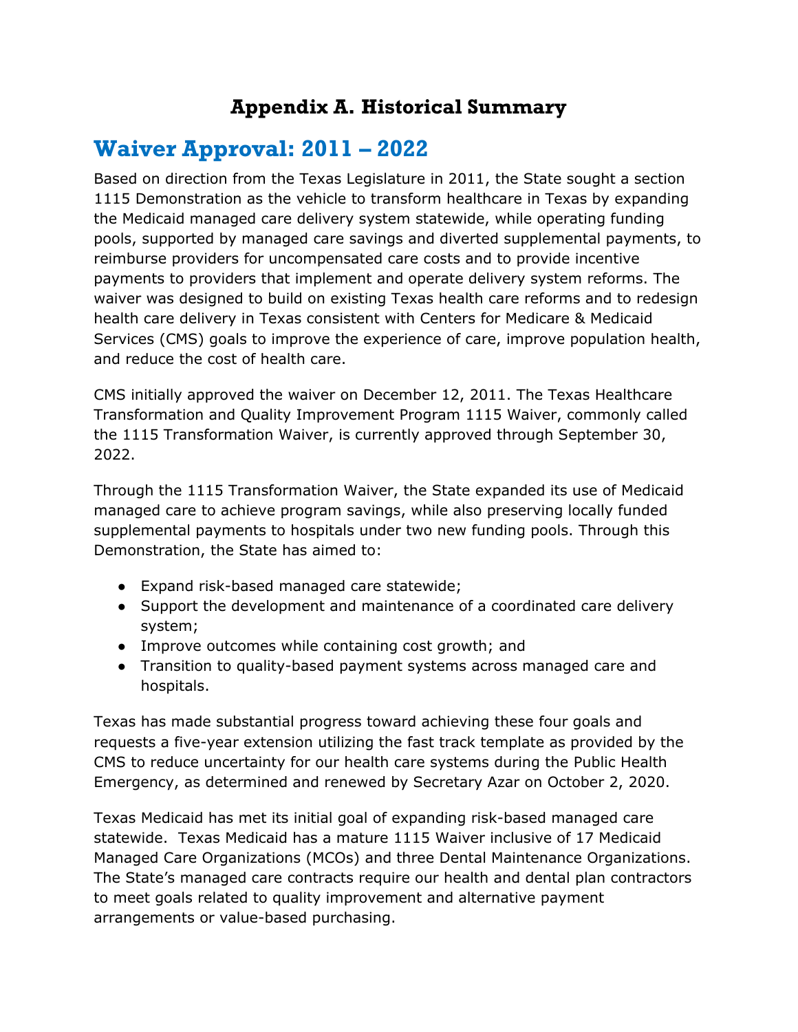# Appendix A. Historical Summary

## Waiver Approval: 2011 – 2022

Based on direction from the Texas Legislature in 2011, the State sought a section 1115 Demonstration as the vehicle to transform healthcare in Texas by expanding the Medicaid managed care delivery system statewide, while operating funding pools, supported by managed care savings and diverted supplemental payments, to reimburse providers for uncompensated care costs and to provide incentive payments to providers that implement and operate delivery system reforms. The waiver was designed to build on existing Texas health care reforms and to redesign health care delivery in Texas consistent with Centers for Medicare & Medicaid Services (CMS) goals to improve the experience of care, improve population health, and reduce the cost of health care.

CMS initially approved the waiver on December 12, 2011. The Texas Healthcare Transformation and Quality Improvement Program 1115 Waiver, commonly called the 1115 Transformation Waiver, is currently approved through September 30, 2022.

Through the 1115 Transformation Waiver, the State expanded its use of Medicaid managed care to achieve program savings, while also preserving locally funded supplemental payments to hospitals under two new funding pools. Through this Demonstration, the State has aimed to:

- Expand risk-based managed care statewide;
- Support the development and maintenance of a coordinated care delivery system;
- Improve outcomes while containing cost growth; and
- Transition to quality-based payment systems across managed care and hospitals.

Texas has made substantial progress toward achieving these four goals and requests a five-year extension utilizing the fast track template as provided by the CMS to reduce uncertainty for our health care systems during the Public Health Emergency, as determined and renewed by Secretary Azar on October 2, 2020.

Texas Medicaid has met its initial goal of expanding risk-based managed care statewide. Texas Medicaid has a mature 1115 Waiver inclusive of 17 Medicaid Managed Care Organizations (MCOs) and three Dental Maintenance Organizations. The State's managed care contracts require our health and dental plan contractors to meet goals related to quality improvement and alternative payment arrangements or value-based purchasing.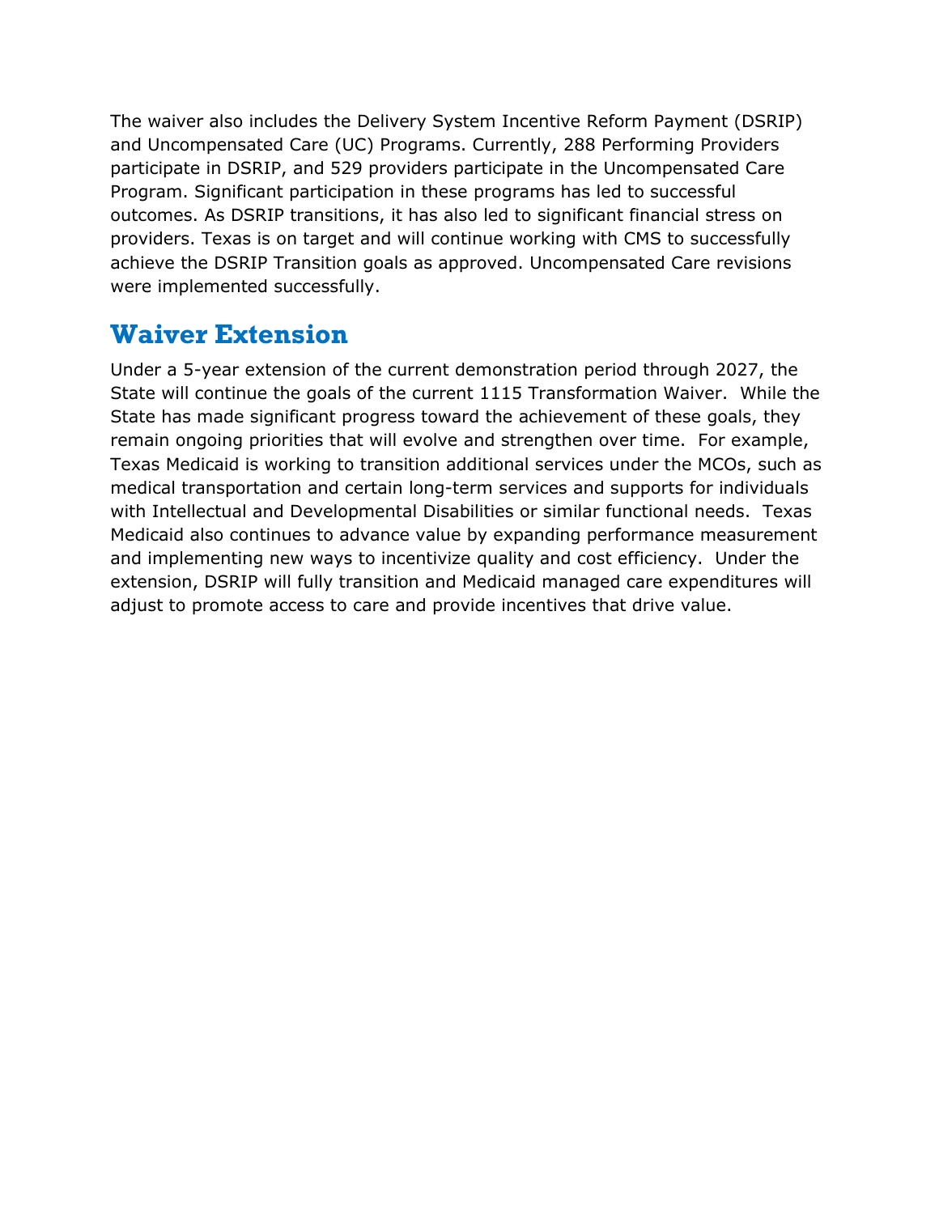The waiver also includes the Delivery System Incentive Reform Payment (DSRIP) and Uncompensated Care (UC) Programs. Currently, 288 Performing Providers participate in DSRIP, and 529 providers participate in the Uncompensated Care Program. Significant participation in these programs has led to successful outcomes. As DSRIP transitions, it has also led to significant financial stress on providers. Texas is on target and will continue working with CMS to successfully achieve the DSRIP Transition goals as approved. Uncompensated Care revisions were implemented successfully.

## Waiver Extension

Under a 5-year extension of the current demonstration period through 2027, the State will continue the goals of the current 1115 Transformation Waiver. While the State has made significant progress toward the achievement of these goals, they remain ongoing priorities that will evolve and strengthen over time. For example, Texas Medicaid is working to transition additional services under the MCOs, such as medical transportation and certain long-term services and supports for individuals with Intellectual and Developmental Disabilities or similar functional needs. Texas Medicaid also continues to advance value by expanding performance measurement and implementing new ways to incentivize quality and cost efficiency. Under the extension, DSRIP will fully transition and Medicaid managed care expenditures will adjust to promote access to care and provide incentives that drive value.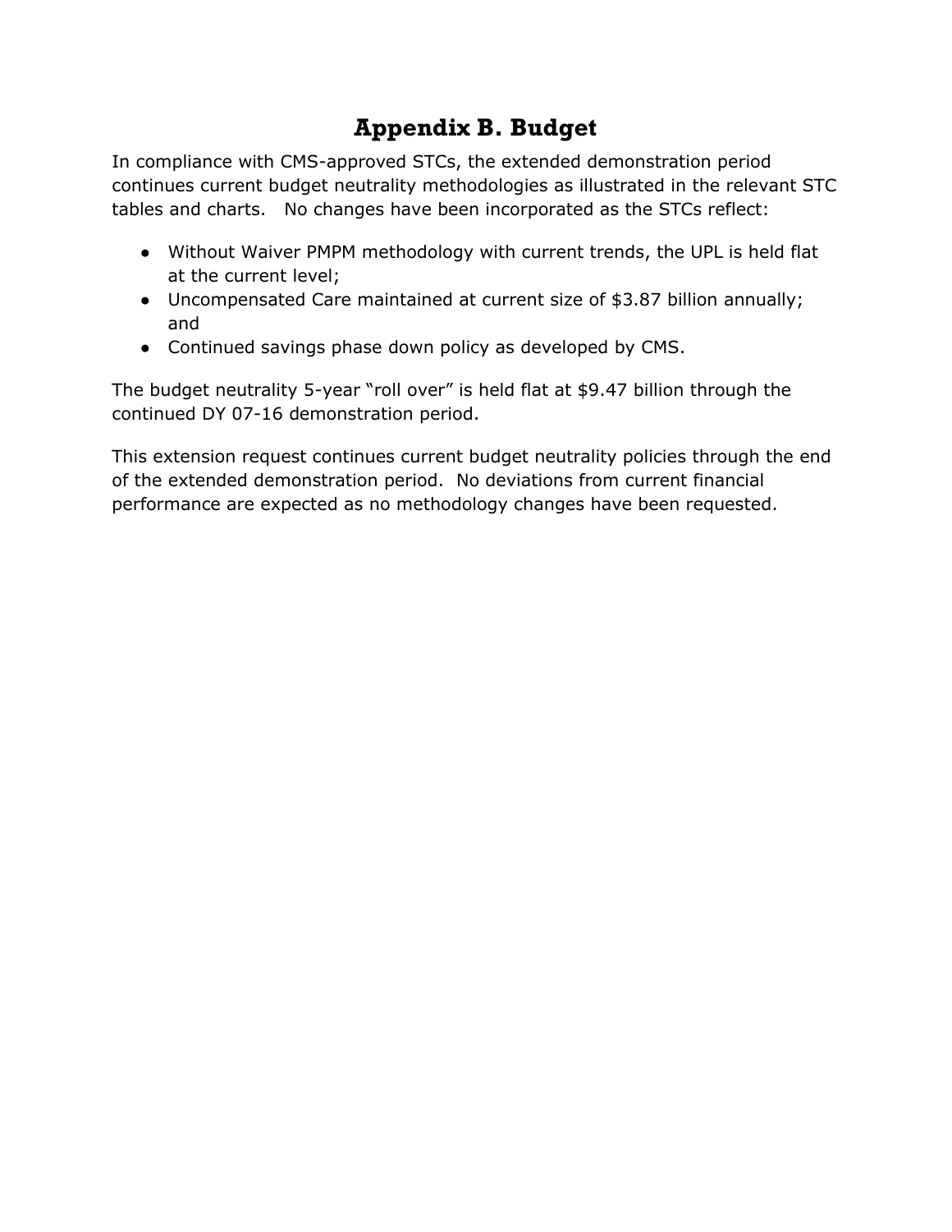# Appendix B. Budget

In compliance with CMS-approved STCs, the extended demonstration period continues current budget neutrality methodologies as illustrated in the relevant STC tables and charts. No changes have been incorporated as the STCs reflect:

- Without Waiver PMPM methodology with current trends, the UPL is held flat at the current level;
- Uncompensated Care maintained at current size of $3.87 billion annually; and
- Continued savings phase down policy as developed by CMS.

The budget neutrality 5-year "roll over" is held flat at $9.47 billion through the continued DY 07-16 demonstration period.

This extension request continues current budget neutrality policies through the end of the extended demonstration period. No deviations from current financial performance are expected as no methodology changes have been requested.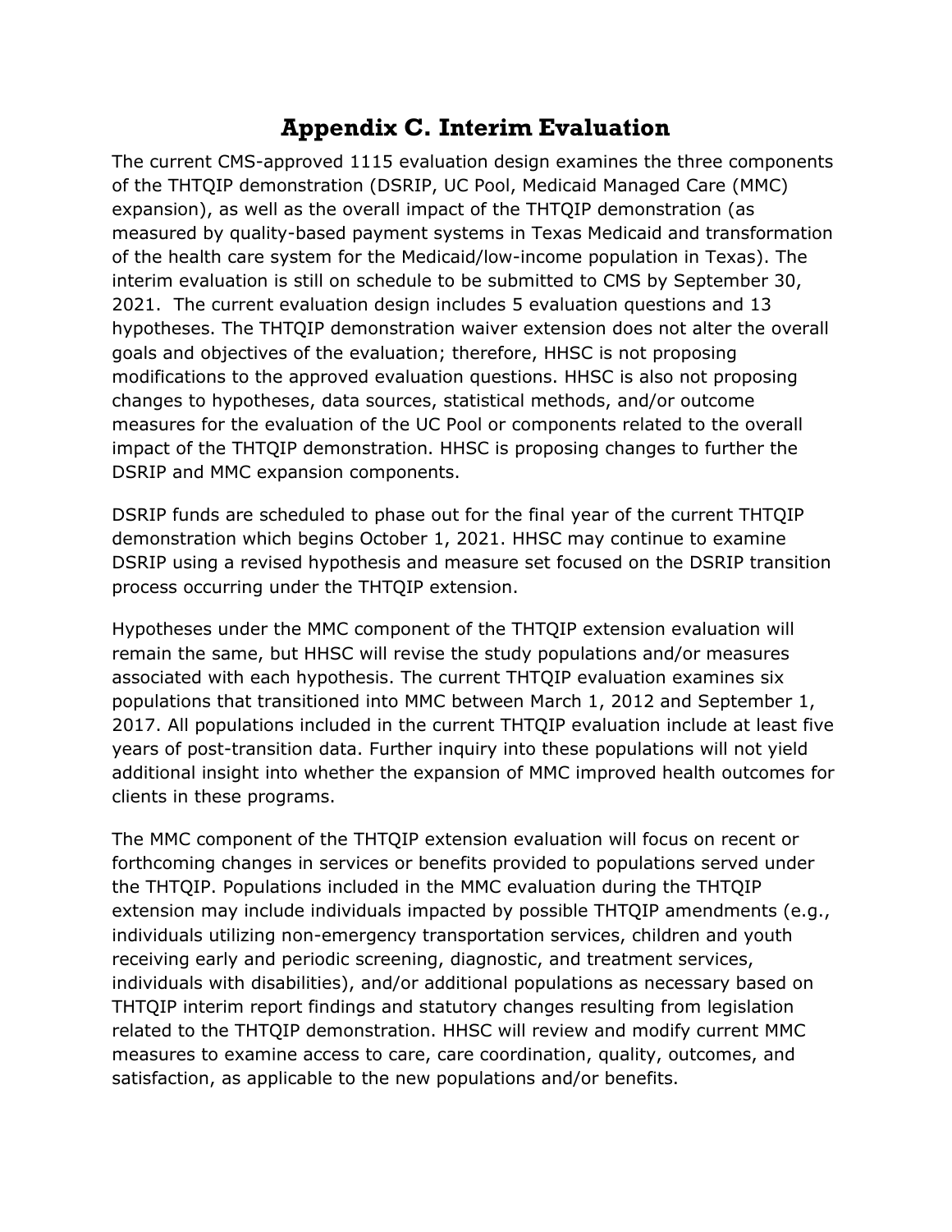# Appendix C. Interim Evaluation

The current CMS-approved 1115 evaluation design examines the three components of the THTQIP demonstration (DSRIP, UC Pool, Medicaid Managed Care (MMC) expansion), as well as the overall impact of the THTQIP demonstration (as measured by quality-based payment systems in Texas Medicaid and transformation of the health care system for the Medicaid/low-income population in Texas). The interim evaluation is still on schedule to be submitted to CMS by September 30, 2021. The current evaluation design includes 5 evaluation questions and 13 hypotheses. The THTQIP demonstration waiver extension does not alter the overall goals and objectives of the evaluation; therefore, HHSC is not proposing modifications to the approved evaluation questions. HHSC is also not proposing changes to hypotheses, data sources, statistical methods, and/or outcome measures for the evaluation of the UC Pool or components related to the overall impact of the THTQIP demonstration. HHSC is proposing changes to further the DSRIP and MMC expansion components.

DSRIP funds are scheduled to phase out for the final year of the current THTQIP demonstration which begins October 1, 2021. HHSC may continue to examine DSRIP using a revised hypothesis and measure set focused on the DSRIP transition process occurring under the THTQIP extension.

Hypotheses under the MMC component of the THTQIP extension evaluation will remain the same, but HHSC will revise the study populations and/or measures associated with each hypothesis. The current THTQIP evaluation examines six populations that transitioned into MMC between March 1, 2012 and September 1, 2017. All populations included in the current THTQIP evaluation include at least five years of post-transition data. Further inquiry into these populations will not yield additional insight into whether the expansion of MMC improved health outcomes for clients in these programs.

The MMC component of the THTQIP extension evaluation will focus on recent or forthcoming changes in services or benefits provided to populations served under the THTQIP. Populations included in the MMC evaluation during the THTQIP extension may include individuals impacted by possible THTQIP amendments (e.g., individuals utilizing non-emergency transportation services, children and youth receiving early and periodic screening, diagnostic, and treatment services, individuals with disabilities), and/or additional populations as necessary based on THTQIP interim report findings and statutory changes resulting from legislation related to the THTQIP demonstration. HHSC will review and modify current MMC measures to examine access to care, care coordination, quality, outcomes, and satisfaction, as applicable to the new populations and/or benefits.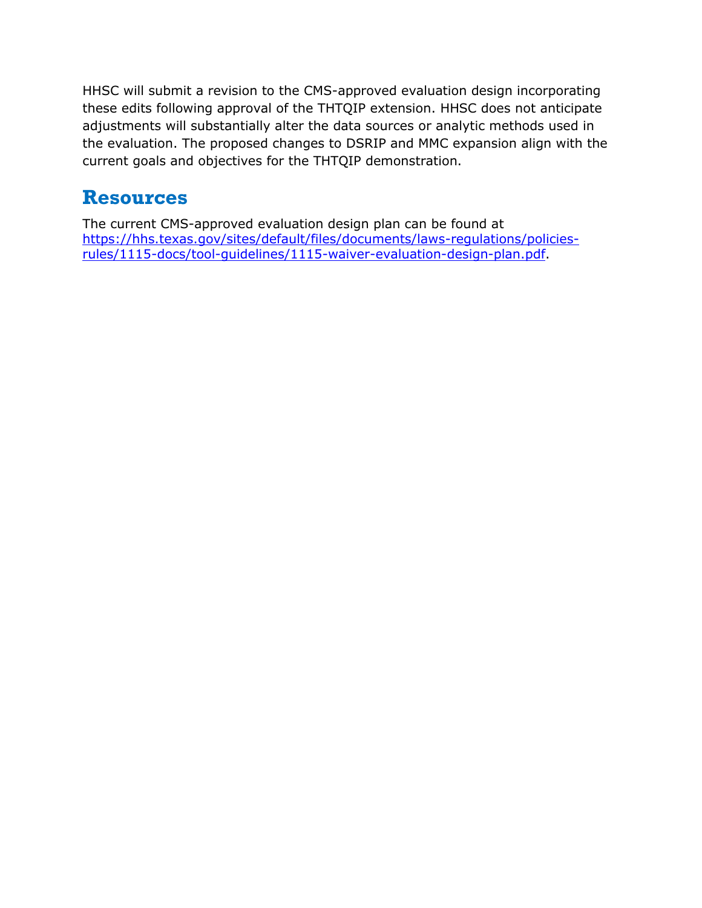HHSC will submit a revision to the CMS-approved evaluation design incorporating these edits following approval of the THTQIP extension. HHSC does not anticipate adjustments will substantially alter the data sources or analytic methods used in the evaluation. The proposed changes to DSRIP and MMC expansion align with the current goals and objectives for the THTQIP demonstration.

## Resources

The current CMS-approved evaluation design plan can be found at [https://hhs.texas.gov/sites/default/files/documents/laws-regulations/policies-rules/1115-docs/tool-guidelines/1115-waiver-evaluation-design-plan.pdf](https://hhs.texas.gov/sites/default/files/documents/laws-regulations/policies-rules/1115-docs/tool-guidelines/1115-waiver-evaluation-design-plan.pdf).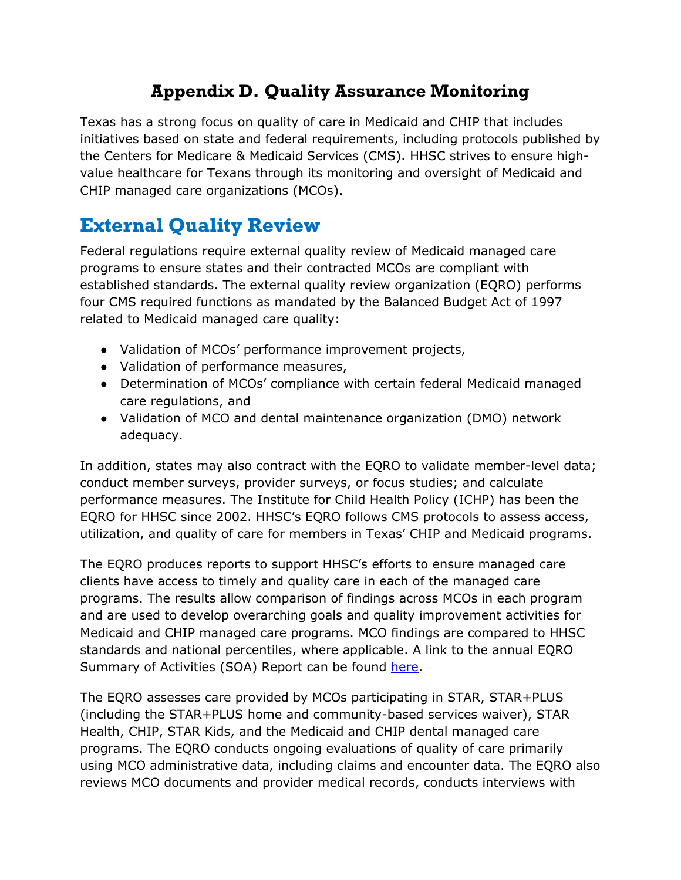# Appendix D. Quality Assurance Monitoring

Texas has a strong focus on quality of care in Medicaid and CHIP that includes initiatives based on state and federal requirements, including protocols published by the Centers for Medicare & Medicaid Services (CMS). HHSC strives to ensure high-value healthcare for Texans through its monitoring and oversight of Medicaid and CHIP managed care organizations (MCOs).

## External Quality Review

Federal regulations require external quality review of Medicaid managed care programs to ensure states and their contracted MCOs are compliant with established standards. The external quality review organization (EQRO) performs four CMS required functions as mandated by the Balanced Budget Act of 1997 related to Medicaid managed care quality:

- Validation of MCOs' performance improvement projects,
- Validation of performance measures,
- Determination of MCOs' compliance with certain federal Medicaid managed care regulations, and
- Validation of MCO and dental maintenance organization (DMO) network adequacy.

In addition, states may also contract with the EQRO to validate member-level data; conduct member surveys, provider surveys, or focus studies; and calculate performance measures. The Institute for Child Health Policy (ICHP) has been the EQRO for HHSC since 2002. HHSC's EQRO follows CMS protocols to assess access, utilization, and quality of care for members in Texas' CHIP and Medicaid programs.

The EQRO produces reports to support HHSC's efforts to ensure managed care clients have access to timely and quality care in each of the managed care programs. The results allow comparison of findings across MCOs in each program and are used to develop overarching goals and quality improvement activities for Medicaid and CHIP managed care programs. MCO findings are compared to HHSC standards and national percentiles, where applicable. A link to the annual EQRO Summary of Activities (SOA) Report can be found [here](here).

The EQRO assesses care provided by MCOs participating in STAR, STAR+PLUS (including the STAR+PLUS home and community-based services waiver), STAR Health, CHIP, STAR Kids, and the Medicaid and CHIP dental managed care programs. The EQRO conducts ongoing evaluations of quality of care primarily using MCO administrative data, including claims and encounter data. The EQRO also reviews MCO documents and provider medical records, conducts interviews with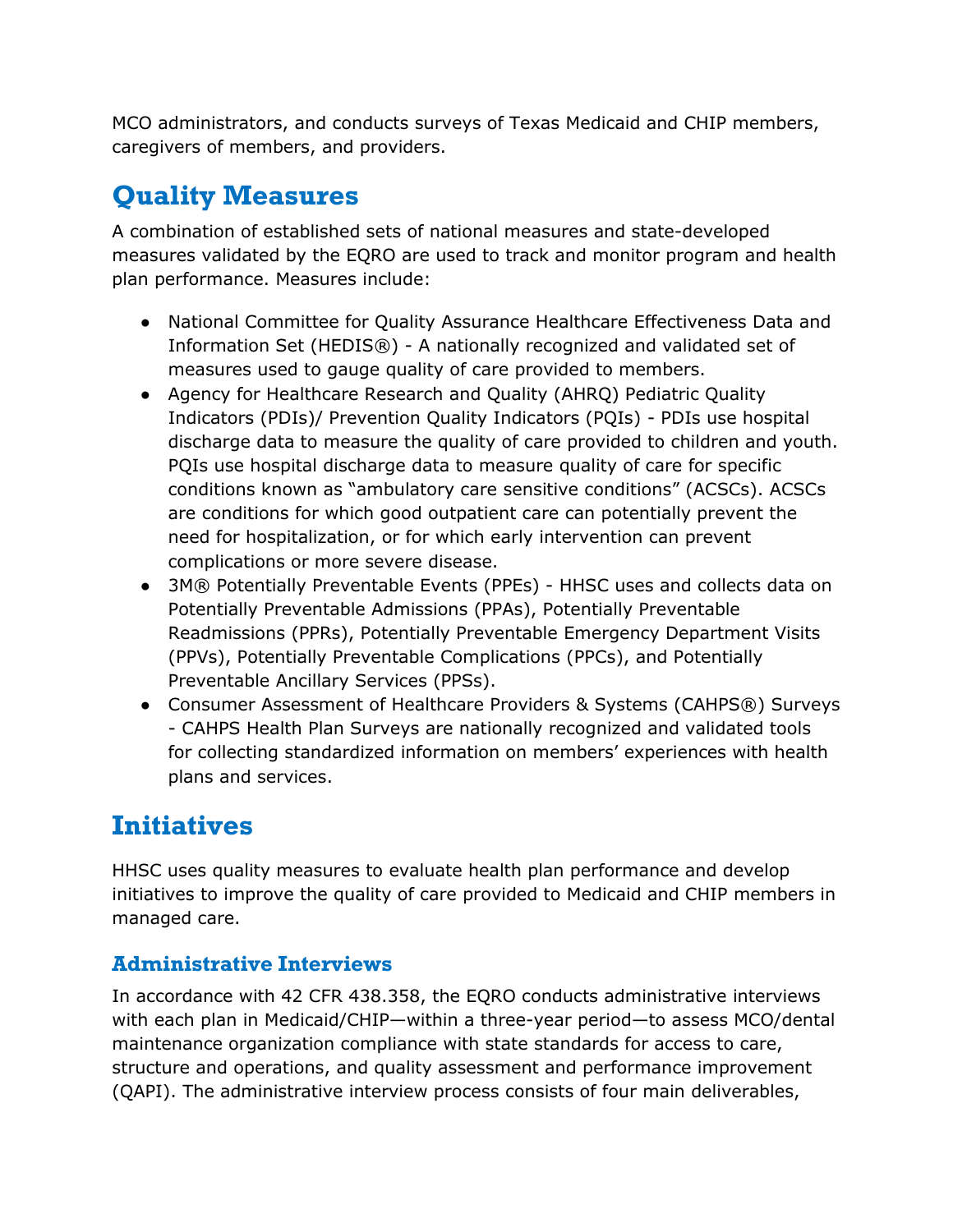MCO administrators, and conducts surveys of Texas Medicaid and CHIP members, caregivers of members, and providers.

## Quality Measures

A combination of established sets of national measures and state-developed measures validated by the EQRO are used to track and monitor program and health plan performance. Measures include:

- National Committee for Quality Assurance Healthcare Effectiveness Data and Information Set (HEDIS®) - A nationally recognized and validated set of measures used to gauge quality of care provided to members.
- Agency for Healthcare Research and Quality (AHRQ) Pediatric Quality Indicators (PDIs)/ Prevention Quality Indicators (PQIs) - PDIs use hospital discharge data to measure the quality of care provided to children and youth. PQIs use hospital discharge data to measure quality of care for specific conditions known as "ambulatory care sensitive conditions" (ACSCs). ACSCs are conditions for which good outpatient care can potentially prevent the need for hospitalization, or for which early intervention can prevent complications or more severe disease.
- 3M® Potentially Preventable Events (PPEs) - HHSC uses and collects data on Potentially Preventable Admissions (PPAs), Potentially Preventable Readmissions (PPRs), Potentially Preventable Emergency Department Visits (PPVs), Potentially Preventable Complications (PPCs), and Potentially Preventable Ancillary Services (PPSs).
- Consumer Assessment of Healthcare Providers & Systems (CAHPS®) Surveys - CAHPS Health Plan Surveys are nationally recognized and validated tools for collecting standardized information on members' experiences with health plans and services.

## Initiatives

HHSC uses quality measures to evaluate health plan performance and develop initiatives to improve the quality of care provided to Medicaid and CHIP members in managed care.

### Administrative Interviews

In accordance with 42 CFR 438.358, the EQRO conducts administrative interviews with each plan in Medicaid/CHIP—within a three-year period—to assess MCO/dental maintenance organization compliance with state standards for access to care, structure and operations, and quality assessment and performance improvement (QAPI). The administrative interview process consists of four main deliverables,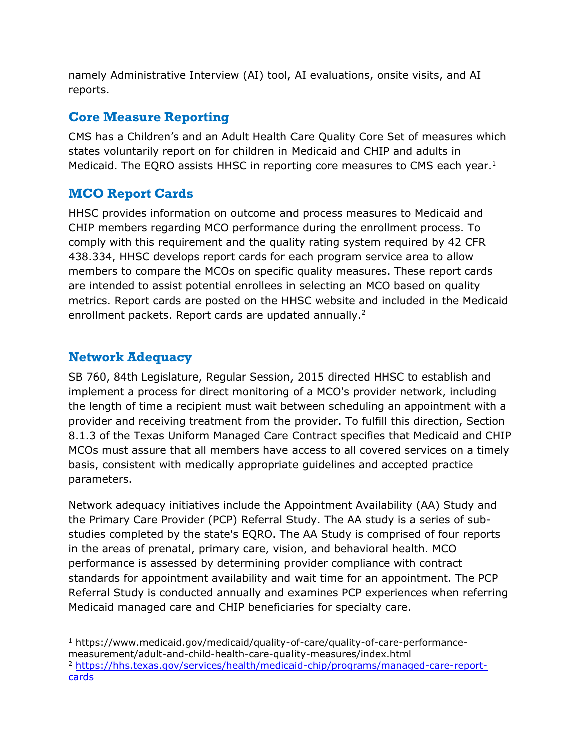namely Administrative Interview (AI) tool, AI evaluations, onsite visits, and AI reports.

## Core Measure Reporting

CMS has a Children's and an Adult Health Care Quality Core Set of measures which states voluntarily report on for children in Medicaid and CHIP and adults in Medicaid. The EQRO assists HHSC in reporting core measures to CMS each year.[1]

## MCO Report Cards

HHSC provides information on outcome and process measures to Medicaid and CHIP members regarding MCO performance during the enrollment process. To comply with this requirement and the quality rating system required by 42 CFR 438.334, HHSC develops report cards for each program service area to allow members to compare the MCOs on specific quality measures. These report cards are intended to assist potential enrollees in selecting an MCO based on quality metrics. Report cards are posted on the HHSC website and included in the Medicaid enrollment packets. Report cards are updated annually.[2]

## Network Adequacy

SB 760, 84th Legislature, Regular Session, 2015 directed HHSC to establish and implement a process for direct monitoring of a MCO's provider network, including the length of time a recipient must wait between scheduling an appointment with a provider and receiving treatment from the provider. To fulfill this direction, Section 8.1.3 of the Texas Uniform Managed Care Contract specifies that Medicaid and CHIP MCOs must assure that all members have access to all covered services on a timely basis, consistent with medically appropriate guidelines and accepted practice parameters.

Network adequacy initiatives include the Appointment Availability (AA) Study and the Primary Care Provider (PCP) Referral Study. The AA study is a series of sub-studies completed by the state's EQRO. The AA Study is comprised of four reports in the areas of prenatal, primary care, vision, and behavioral health. MCO performance is assessed by determining provider compliance with contract standards for appointment availability and wait time for an appointment. The PCP Referral Study is conducted annually and examines PCP experiences when referring Medicaid managed care and CHIP beneficiaries for specialty care.

---

[1] https://www.medicaid.gov/medicaid/quality-of-care/quality-of-care-performance-measurement/adult-and-child-health-care-quality-measures/index.html

[2] https://hhs.texas.gov/services/health/medicaid-chip/programs/managed-care-report-cards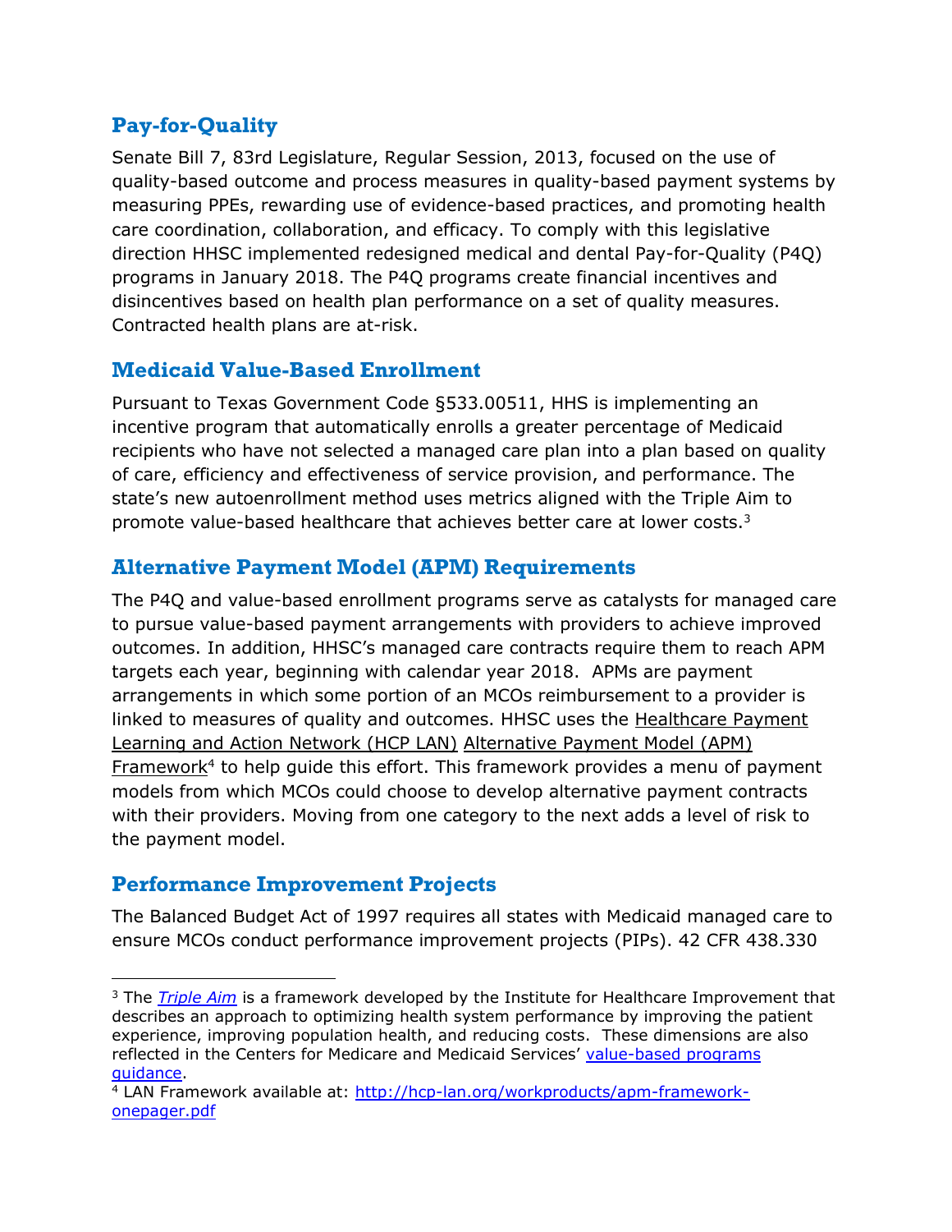## Pay-for-Quality

Senate Bill 7, 83rd Legislature, Regular Session, 2013, focused on the use of quality-based outcome and process measures in quality-based payment systems by measuring PPEs, rewarding use of evidence-based practices, and promoting health care coordination, collaboration, and efficacy. To comply with this legislative direction HHSC implemented redesigned medical and dental Pay-for-Quality (P4Q) programs in January 2018. The P4Q programs create financial incentives and disincentives based on health plan performance on a set of quality measures. Contracted health plans are at-risk.

## Medicaid Value-Based Enrollment

Pursuant to Texas Government Code §533.00511, HHS is implementing an incentive program that automatically enrolls a greater percentage of Medicaid recipients who have not selected a managed care plan into a plan based on quality of care, efficiency and effectiveness of service provision, and performance. The state's new autoenrollment method uses metrics aligned with the Triple Aim to promote value-based healthcare that achieves better care at lower costs.[3]

## Alternative Payment Model (APM) Requirements

The P4Q and value-based enrollment programs serve as catalysts for managed care to pursue value-based payment arrangements with providers to achieve improved outcomes. In addition, HHSC's managed care contracts require them to reach APM targets each year, beginning with calendar year 2018. APMs are payment arrangements in which some portion of an MCOs reimbursement to a provider is linked to measures of quality and outcomes. HHSC uses the Healthcare Payment Learning and Action Network (HCP LAN) Alternative Payment Model (APM) Framework[4] to help guide this effort. This framework provides a menu of payment models from which MCOs could choose to develop alternative payment contracts with their providers. Moving from one category to the next adds a level of risk to the payment model.

## Performance Improvement Projects

The Balanced Budget Act of 1997 requires all states with Medicaid managed care to ensure MCOs conduct performance improvement projects (PIPs). 42 CFR 438.330

---

[3] The *Triple Aim* is a framework developed by the Institute for Healthcare Improvement that describes an approach to optimizing health system performance by improving the patient experience, improving population health, and reducing costs. These dimensions are also reflected in the Centers for Medicare and Medicaid Services' value-based programs guidance.

[4] LAN Framework available at: http://hcp-lan.org/workproducts/apm-framework-onepager.pdf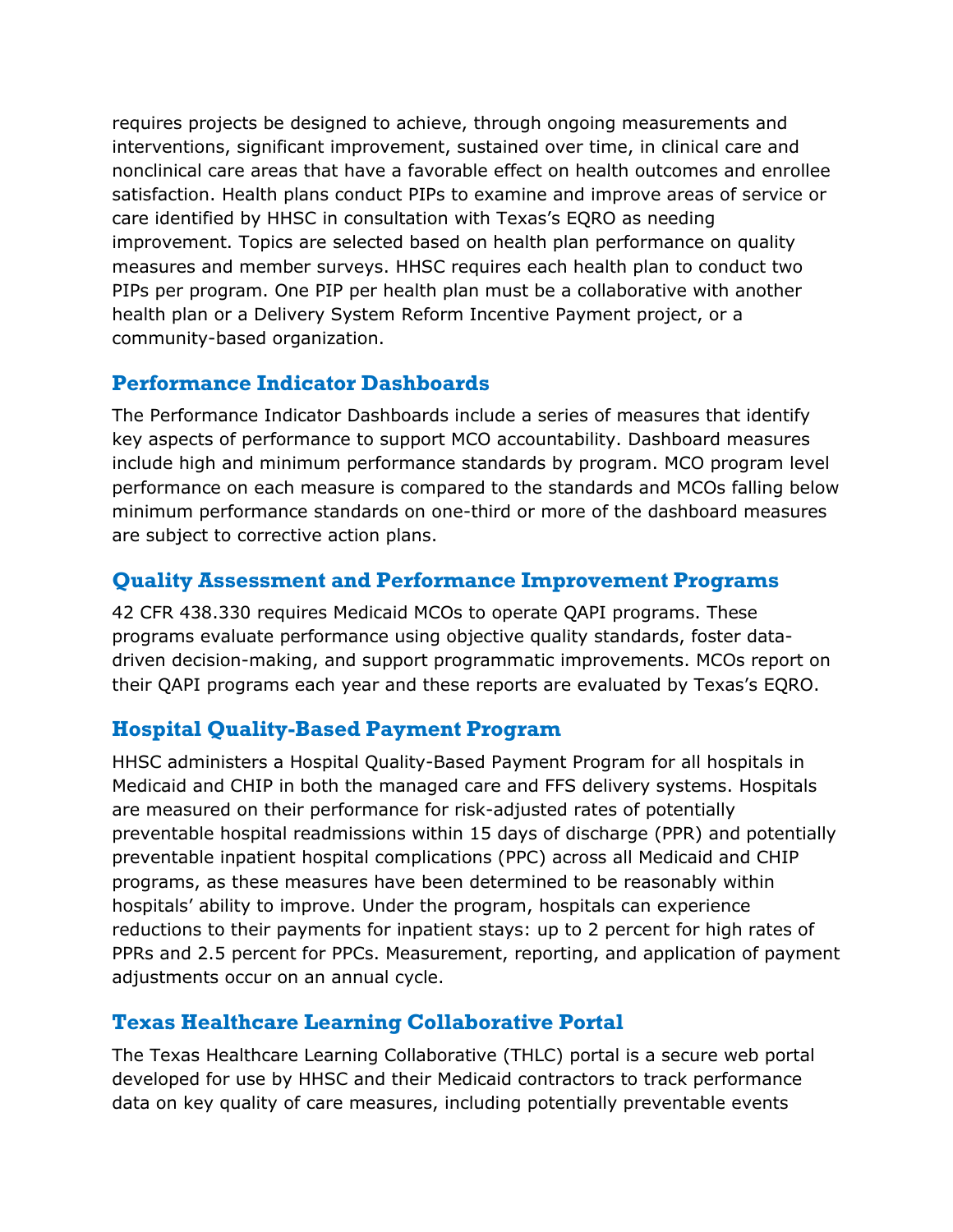requires projects be designed to achieve, through ongoing measurements and interventions, significant improvement, sustained over time, in clinical care and nonclinical care areas that have a favorable effect on health outcomes and enrollee satisfaction. Health plans conduct PIPs to examine and improve areas of service or care identified by HHSC in consultation with Texas's EQRO as needing improvement. Topics are selected based on health plan performance on quality measures and member surveys. HHSC requires each health plan to conduct two PIPs per program. One PIP per health plan must be a collaborative with another health plan or a Delivery System Reform Incentive Payment project, or a community-based organization.

### Performance Indicator Dashboards

The Performance Indicator Dashboards include a series of measures that identify key aspects of performance to support MCO accountability. Dashboard measures include high and minimum performance standards by program. MCO program level performance on each measure is compared to the standards and MCOs falling below minimum performance standards on one-third or more of the dashboard measures are subject to corrective action plans.

### Quality Assessment and Performance Improvement Programs

42 CFR 438.330 requires Medicaid MCOs to operate QAPI programs. These programs evaluate performance using objective quality standards, foster data-driven decision-making, and support programmatic improvements. MCOs report on their QAPI programs each year and these reports are evaluated by Texas's EQRO.

### Hospital Quality-Based Payment Program

HHSC administers a Hospital Quality-Based Payment Program for all hospitals in Medicaid and CHIP in both the managed care and FFS delivery systems. Hospitals are measured on their performance for risk-adjusted rates of potentially preventable hospital readmissions within 15 days of discharge (PPR) and potentially preventable inpatient hospital complications (PPC) across all Medicaid and CHIP programs, as these measures have been determined to be reasonably within hospitals' ability to improve. Under the program, hospitals can experience reductions to their payments for inpatient stays: up to 2 percent for high rates of PPRs and 2.5 percent for PPCs. Measurement, reporting, and application of payment adjustments occur on an annual cycle.

### Texas Healthcare Learning Collaborative Portal

The Texas Healthcare Learning Collaborative (THLC) portal is a secure web portal developed for use by HHSC and their Medicaid contractors to track performance data on key quality of care measures, including potentially preventable events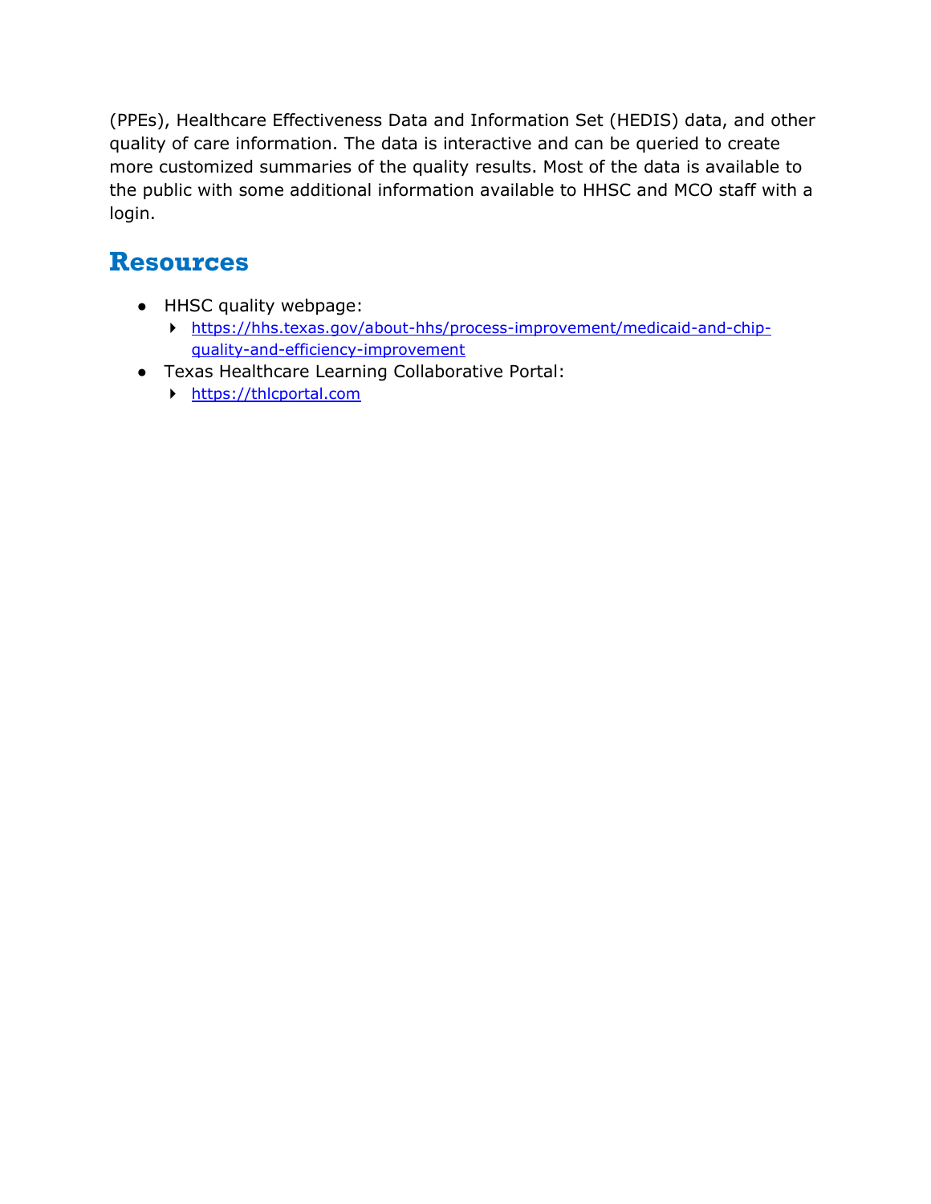(PPEs), Healthcare Effectiveness Data and Information Set (HEDIS) data, and other quality of care information. The data is interactive and can be queried to create more customized summaries of the quality results. Most of the data is available to the public with some additional information available to HHSC and MCO staff with a login.

## Resources

- HHSC quality webpage:
  - https://hhs.texas.gov/about-hhs/process-improvement/medicaid-and-chip-quality-and-efficiency-improvement
- Texas Healthcare Learning Collaborative Portal:
  - https://thlcportal.com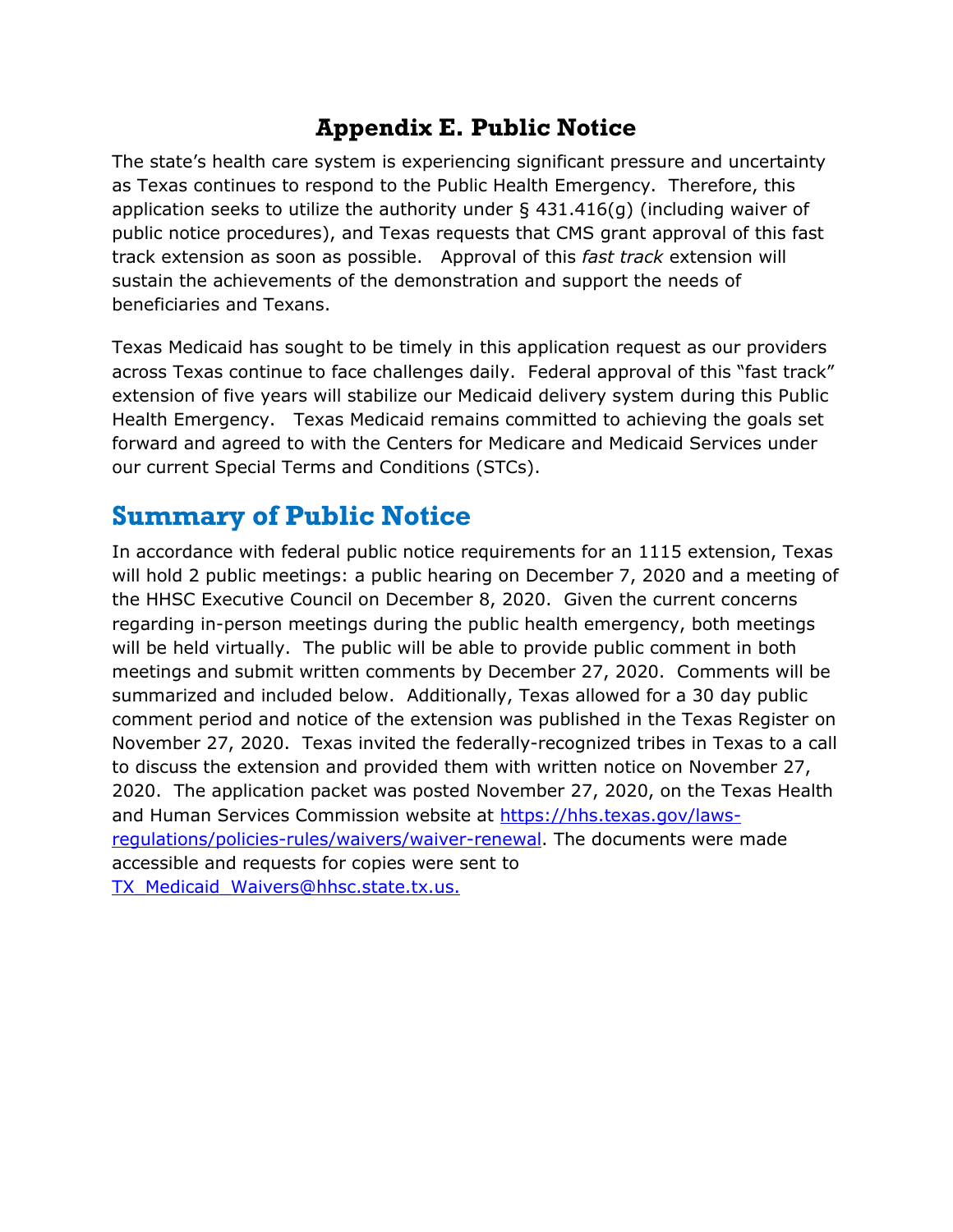# Appendix E. Public Notice

The state's health care system is experiencing significant pressure and uncertainty as Texas continues to respond to the Public Health Emergency. Therefore, this application seeks to utilize the authority under § 431.416(g) (including waiver of public notice procedures), and Texas requests that CMS grant approval of this fast track extension as soon as possible. Approval of this *fast track* extension will sustain the achievements of the demonstration and support the needs of beneficiaries and Texans.

Texas Medicaid has sought to be timely in this application request as our providers across Texas continue to face challenges daily. Federal approval of this "fast track" extension of five years will stabilize our Medicaid delivery system during this Public Health Emergency. Texas Medicaid remains committed to achieving the goals set forward and agreed to with the Centers for Medicare and Medicaid Services under our current Special Terms and Conditions (STCs).

## Summary of Public Notice

In accordance with federal public notice requirements for an 1115 extension, Texas will hold 2 public meetings: a public hearing on December 7, 2020 and a meeting of the HHSC Executive Council on December 8, 2020. Given the current concerns regarding in-person meetings during the public health emergency, both meetings will be held virtually. The public will be able to provide public comment in both meetings and submit written comments by December 27, 2020. Comments will be summarized and included below. Additionally, Texas allowed for a 30 day public comment period and notice of the extension was published in the Texas Register on November 27, 2020. Texas invited the federally-recognized tribes in Texas to a call to discuss the extension and provided them with written notice on November 27, 2020. The application packet was posted November 27, 2020, on the Texas Health and Human Services Commission website at [https://hhs.texas.gov/laws-regulations/policies-rules/waivers/waiver-renewal](https://hhs.texas.gov/laws-regulations/policies-rules/waivers/waiver-renewal). The documents were made accessible and requests for copies were sent to [TX_Medicaid_Waivers@hhsc.state.tx.us.](mailto:TX_Medicaid_Waivers@hhsc.state.tx.us)